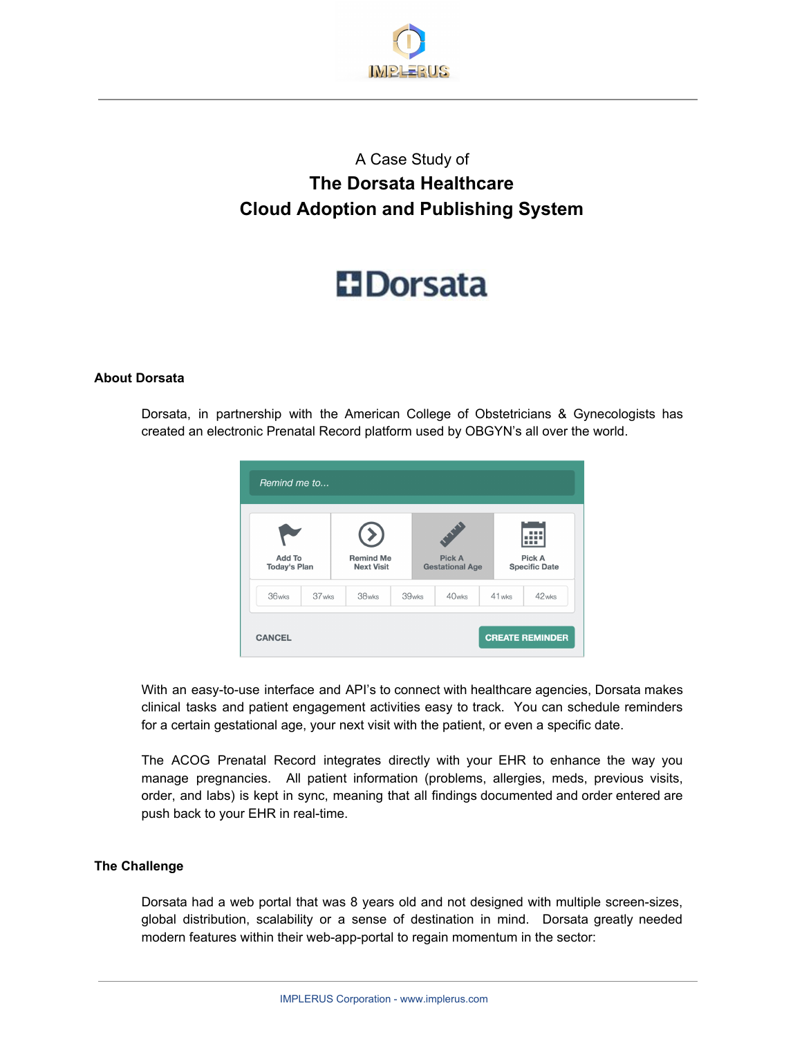A Case Study of

# The Dorsata Healthcare Cloud Adoption and Publishing System

## About Dorsata

Dorsata, in partnership with the American College of Obstetricians & Gynecologists has created an electronic Prenatal Record platform used by OBGYN's all over the world.

With an easy-to-use interface and API's to connect with healthcare agencies, Dorsata makes clinical tasks and patient engagement activities easy to track. You can schedule reminders for a certain gestational age, your next visit with the patient, or even a specific date.

The ACOG Prenatal Record integrates directly with your EHR to enhance the way you manage pregnancies. All patient information (problems, allergies, meds, previous visits, order, and labs) is kept in sync, meaning that all findings documented and order entered are push back to your EHR in real-time.

## The Challenge

Dorsata had a web portal that was 8 years old and not designed with multiple screen-sizes, global distribution, scalability or a sense of destination in mind. Dorsata greatly needed modern features within their web-app-portal to regain momentum in the sector: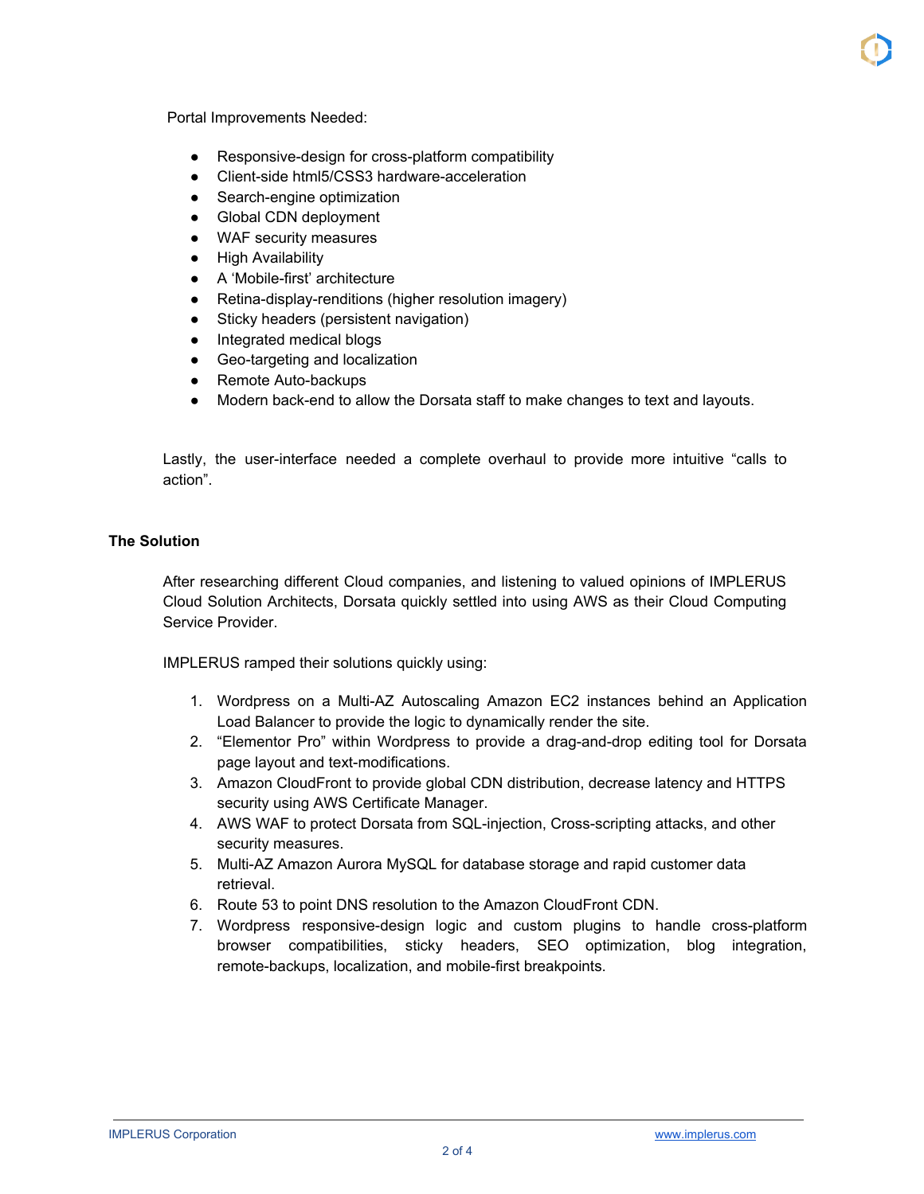Portal Improvements Needed:

- Responsive-design for cross-platform compatibility
- Client-side html5/CSS3 hardware-acceleration
- Search-engine optimization
- Global CDN deployment
- WAF security measures
- High Availability
- A 'Mobile-first' architecture
- Retina-display-renditions (higher resolution imagery)
- Sticky headers (persistent navigation)
- Integrated medical blogs
- Geo-targeting and localization
- Remote Auto-backups
- Modern back-end to allow the Dorsata staff to make changes to text and layouts.

Lastly, the user-interface needed a complete overhaul to provide more intuitive "calls to action".

**The Solution**

After researching different Cloud companies, and listening to valued opinions of IMPLERUS Cloud Solution Architects, Dorsata quickly settled into using AWS as their Cloud Computing Service Provider.

IMPLERUS ramped their solutions quickly using:

1. Wordpress on a Multi-AZ Autoscaling Amazon EC2 instances behind an Application Load Balancer to provide the logic to dynamically render the site.
2. "Elementor Pro" within Wordpress to provide a drag-and-drop editing tool for Dorsata page layout and text-modifications.
3. Amazon CloudFront to provide global CDN distribution, decrease latency and HTTPS security using AWS Certificate Manager.
4. AWS WAF to protect Dorsata from SQL-injection, Cross-scripting attacks, and other security measures.
5. Multi-AZ Amazon Aurora MySQL for database storage and rapid customer data retrieval.
6. Route 53 to point DNS resolution to the Amazon CloudFront CDN.
7. Wordpress responsive-design logic and custom plugins to handle cross-platform browser compatibilities, sticky headers, SEO optimization, blog integration, remote-backups, localization, and mobile-first breakpoints.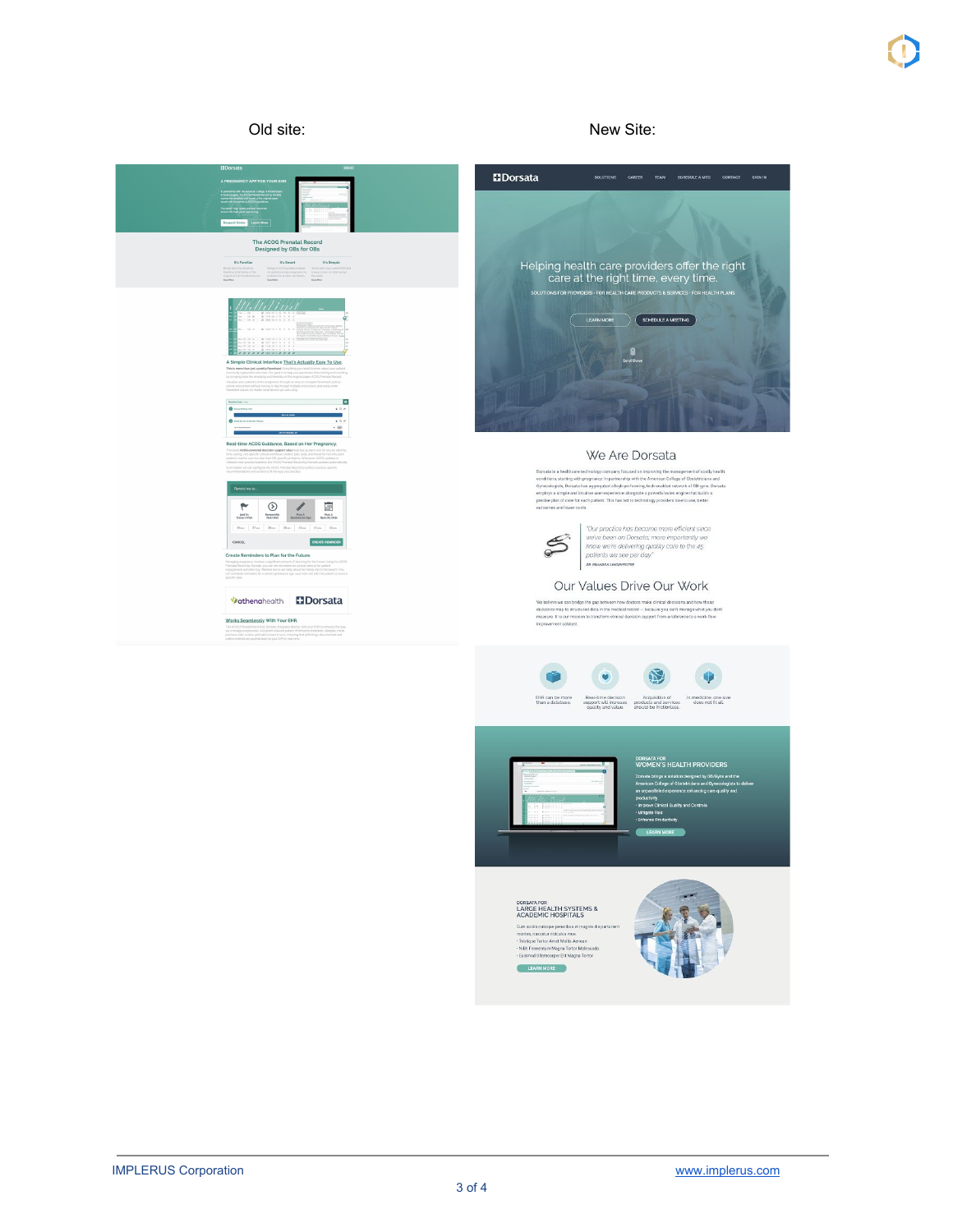Old site:

New Site: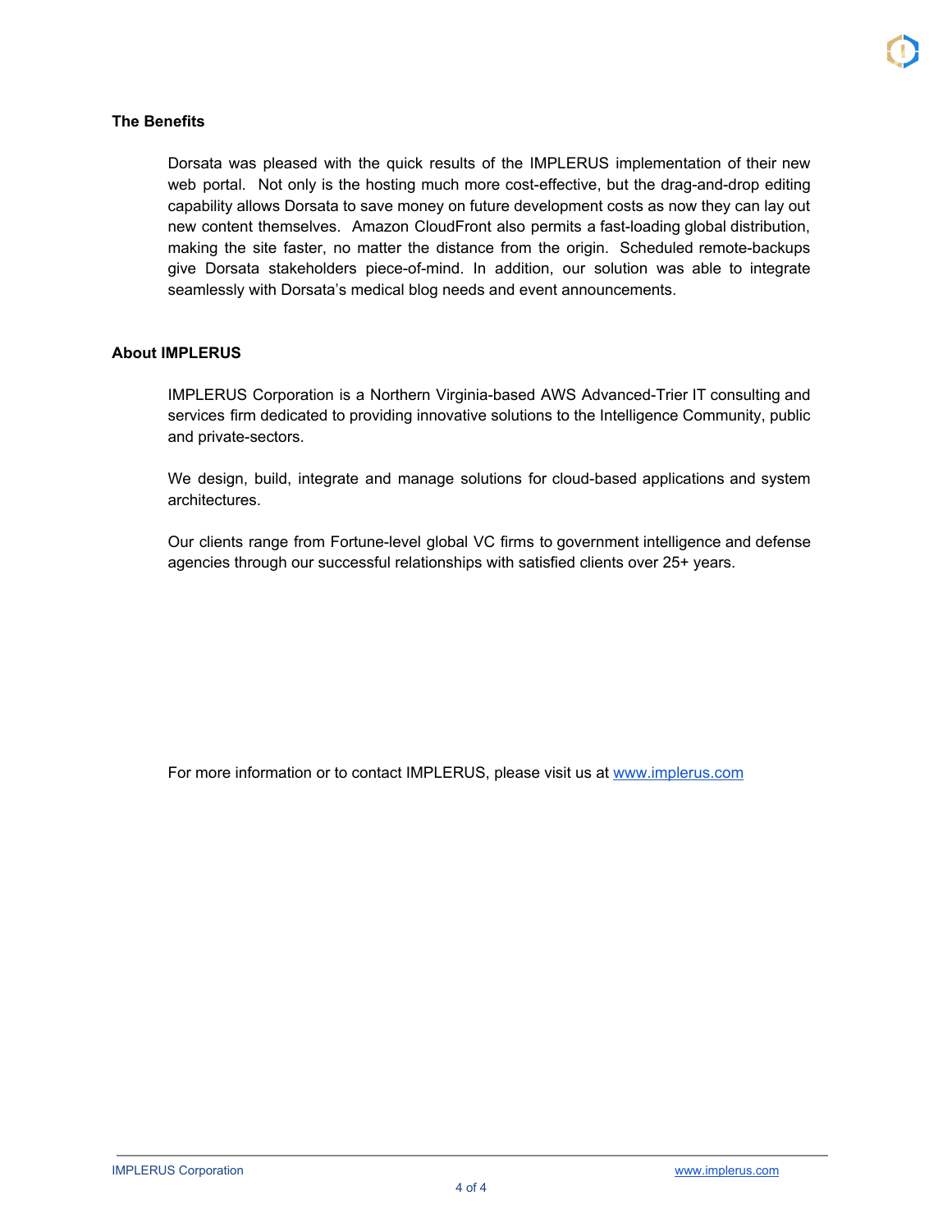## The Benefits

Dorsata was pleased with the quick results of the IMPLERUS implementation of their new web portal. Not only is the hosting much more cost-effective, but the drag-and-drop editing capability allows Dorsata to save money on future development costs as now they can lay out new content themselves. Amazon CloudFront also permits a fast-loading global distribution, making the site faster, no matter the distance from the origin. Scheduled remote-backups give Dorsata stakeholders piece-of-mind. In addition, our solution was able to integrate seamlessly with Dorsata's medical blog needs and event announcements.

## About IMPLERUS

IMPLERUS Corporation is a Northern Virginia-based AWS Advanced-Trier IT consulting and services firm dedicated to providing innovative solutions to the Intelligence Community, public and private-sectors.

We design, build, integrate and manage solutions for cloud-based applications and system architectures.

Our clients range from Fortune-level global VC firms to government intelligence and defense agencies through our successful relationships with satisfied clients over 25+ years.

For more information or to contact IMPLERUS, please visit us at [www.implerus.com](http://www.implerus.com)